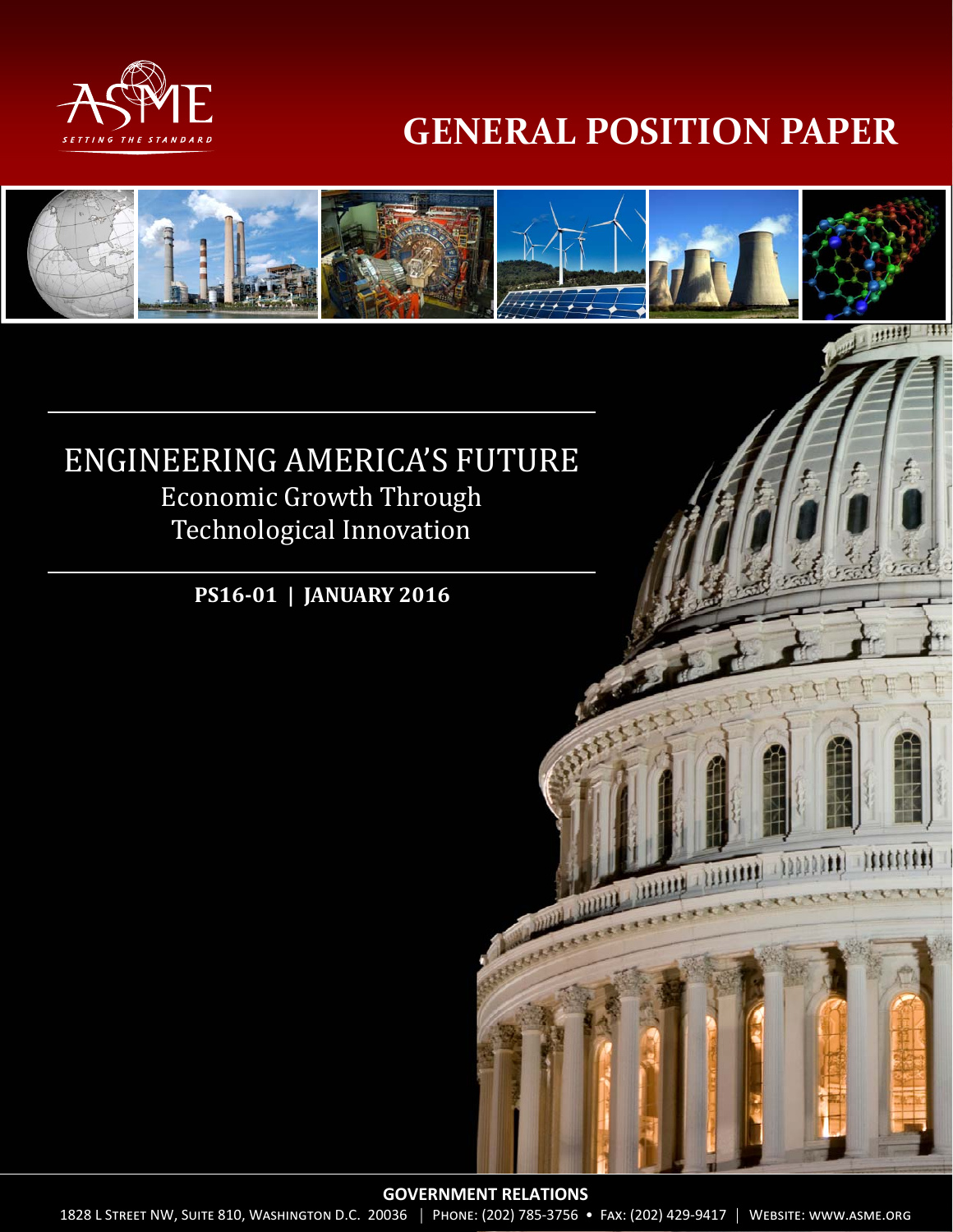ASME SETTING THE STANDARD

# GENERAL POSITION PAPER

## ENGINEERING AMERICA'S FUTURE

### Economic Growth Through Technological Innovation

**PS16-01 | JANUARY 2016**

**GOVERNMENT RELATIONS**

1828 L Street NW, Suite 810, Washington D.C. 20036 | Phone: (202) 785-3756 • Fax: (202) 429-9417 | Website: www.asme.org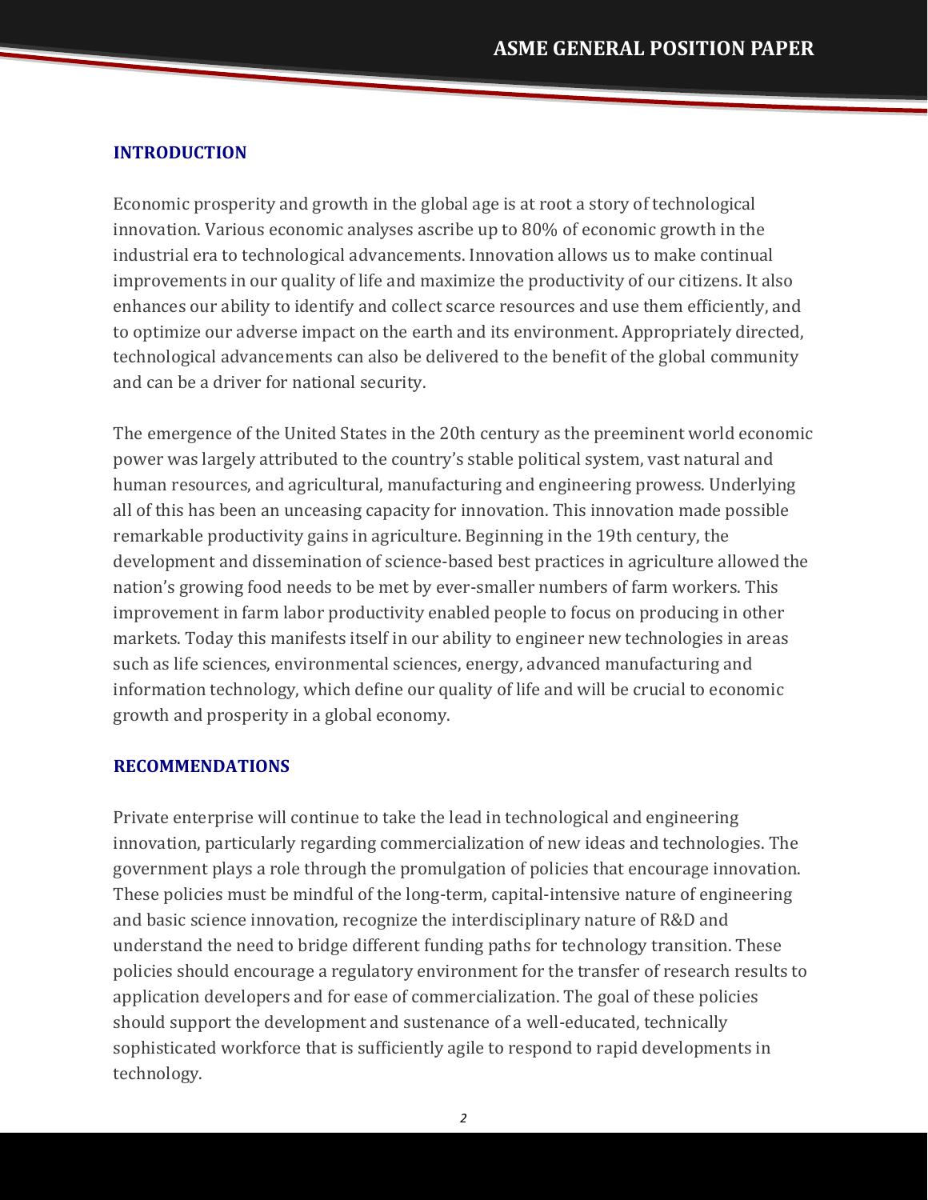## INTRODUCTION

Economic prosperity and growth in the global age is at root a story of technological innovation. Various economic analyses ascribe up to 80% of economic growth in the industrial era to technological advancements. Innovation allows us to make continual improvements in our quality of life and maximize the productivity of our citizens. It also enhances our ability to identify and collect scarce resources and use them efficiently, and to optimize our adverse impact on the earth and its environment. Appropriately directed, technological advancements can also be delivered to the benefit of the global community and can be a driver for national security.

The emergence of the United States in the 20th century as the preeminent world economic power was largely attributed to the country's stable political system, vast natural and human resources, and agricultural, manufacturing and engineering prowess. Underlying all of this has been an unceasing capacity for innovation. This innovation made possible remarkable productivity gains in agriculture. Beginning in the 19th century, the development and dissemination of science-based best practices in agriculture allowed the nation's growing food needs to be met by ever-smaller numbers of farm workers. This improvement in farm labor productivity enabled people to focus on producing in other markets. Today this manifests itself in our ability to engineer new technologies in areas such as life sciences, environmental sciences, energy, advanced manufacturing and information technology, which define our quality of life and will be crucial to economic growth and prosperity in a global economy.

## RECOMMENDATIONS

Private enterprise will continue to take the lead in technological and engineering innovation, particularly regarding commercialization of new ideas and technologies. The government plays a role through the promulgation of policies that encourage innovation. These policies must be mindful of the long-term, capital-intensive nature of engineering and basic science innovation, recognize the interdisciplinary nature of R&D and understand the need to bridge different funding paths for technology transition. These policies should encourage a regulatory environment for the transfer of research results to application developers and for ease of commercialization. The goal of these policies should support the development and sustenance of a well-educated, technically sophisticated workforce that is sufficiently agile to respond to rapid developments in technology.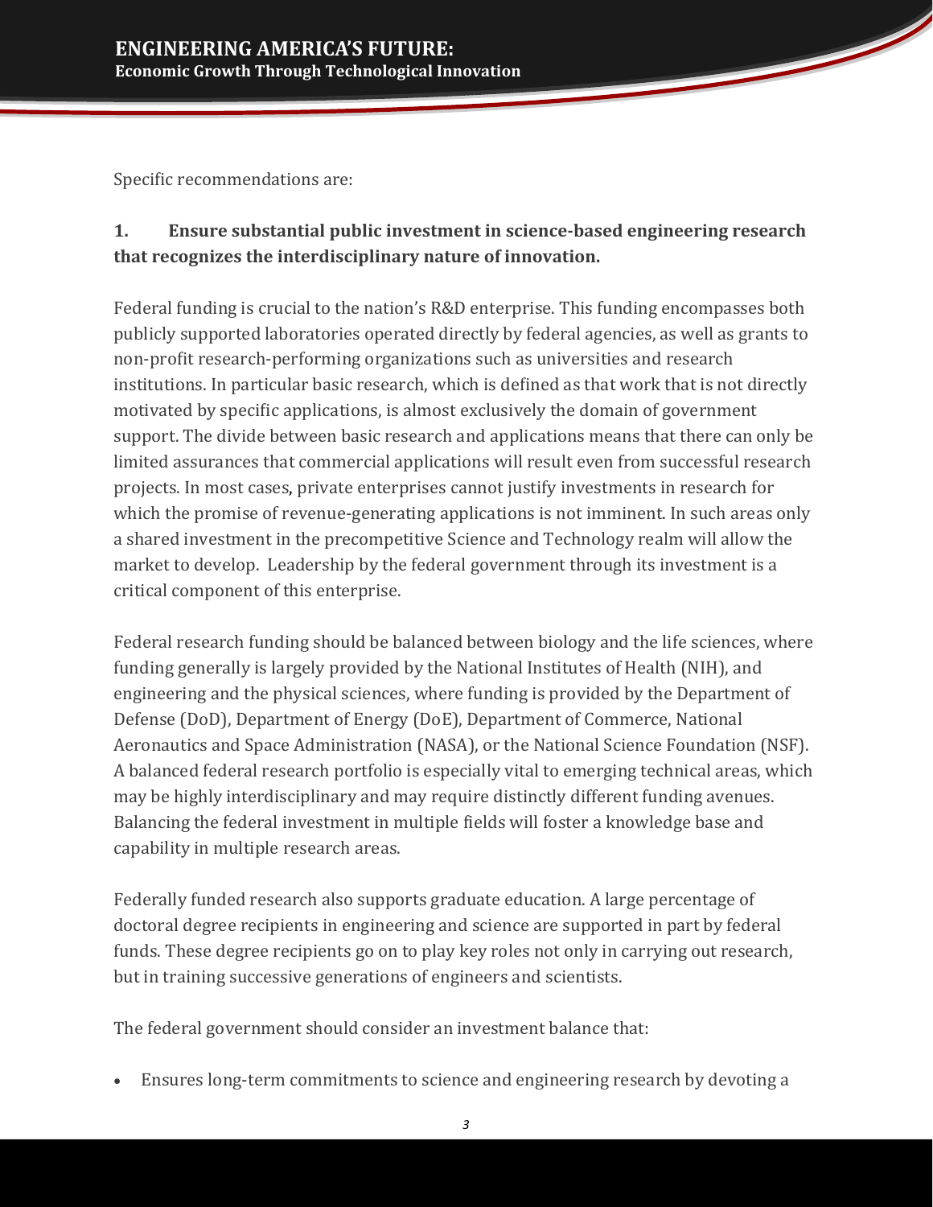Specific recommendations are:

**1. Ensure substantial public investment in science-based engineering research that recognizes the interdisciplinary nature of innovation.**

Federal funding is crucial to the nation's R&D enterprise. This funding encompasses both publicly supported laboratories operated directly by federal agencies, as well as grants to non-profit research-performing organizations such as universities and research institutions. In particular basic research, which is defined as that work that is not directly motivated by specific applications, is almost exclusively the domain of government support. The divide between basic research and applications means that there can only be limited assurances that commercial applications will result even from successful research projects. In most cases, private enterprises cannot justify investments in research for which the promise of revenue-generating applications is not imminent. In such areas only a shared investment in the precompetitive Science and Technology realm will allow the market to develop. Leadership by the federal government through its investment is a critical component of this enterprise.

Federal research funding should be balanced between biology and the life sciences, where funding generally is largely provided by the National Institutes of Health (NIH), and engineering and the physical sciences, where funding is provided by the Department of Defense (DoD), Department of Energy (DoE), Department of Commerce, National Aeronautics and Space Administration (NASA), or the National Science Foundation (NSF). A balanced federal research portfolio is especially vital to emerging technical areas, which may be highly interdisciplinary and may require distinctly different funding avenues. Balancing the federal investment in multiple fields will foster a knowledge base and capability in multiple research areas.

Federally funded research also supports graduate education. A large percentage of doctoral degree recipients in engineering and science are supported in part by federal funds. These degree recipients go on to play key roles not only in carrying out research, but in training successive generations of engineers and scientists.

The federal government should consider an investment balance that:

- Ensures long-term commitments to science and engineering research by devoting a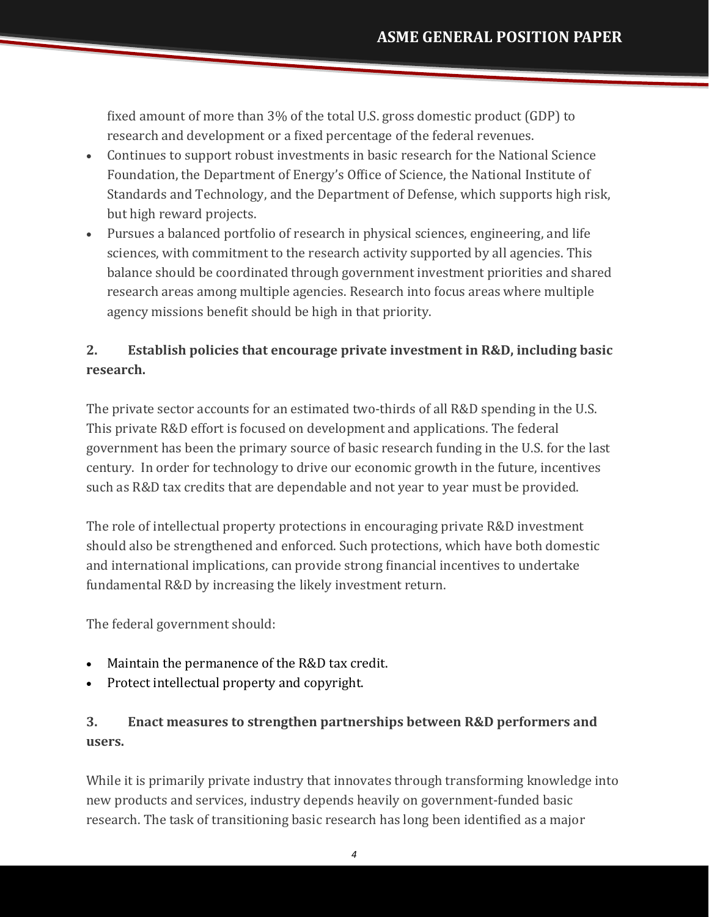fixed amount of more than 3% of the total U.S. gross domestic product (GDP) to research and development or a fixed percentage of the federal revenues.

- Continues to support robust investments in basic research for the National Science Foundation, the Department of Energy's Office of Science, the National Institute of Standards and Technology, and the Department of Defense, which supports high risk, but high reward projects.
- Pursues a balanced portfolio of research in physical sciences, engineering, and life sciences, with commitment to the research activity supported by all agencies. This balance should be coordinated through government investment priorities and shared research areas among multiple agencies. Research into focus areas where multiple agency missions benefit should be high in that priority.

## 2. Establish policies that encourage private investment in R&D, including basic research.

The private sector accounts for an estimated two-thirds of all R&D spending in the U.S. This private R&D effort is focused on development and applications. The federal government has been the primary source of basic research funding in the U.S. for the last century. In order for technology to drive our economic growth in the future, incentives such as R&D tax credits that are dependable and not year to year must be provided.

The role of intellectual property protections in encouraging private R&D investment should also be strengthened and enforced. Such protections, which have both domestic and international implications, can provide strong financial incentives to undertake fundamental R&D by increasing the likely investment return.

The federal government should:

- Maintain the permanence of the R&D tax credit.
- Protect intellectual property and copyright.

## 3. Enact measures to strengthen partnerships between R&D performers and users.

While it is primarily private industry that innovates through transforming knowledge into new products and services, industry depends heavily on government-funded basic research. The task of transitioning basic research has long been identified as a major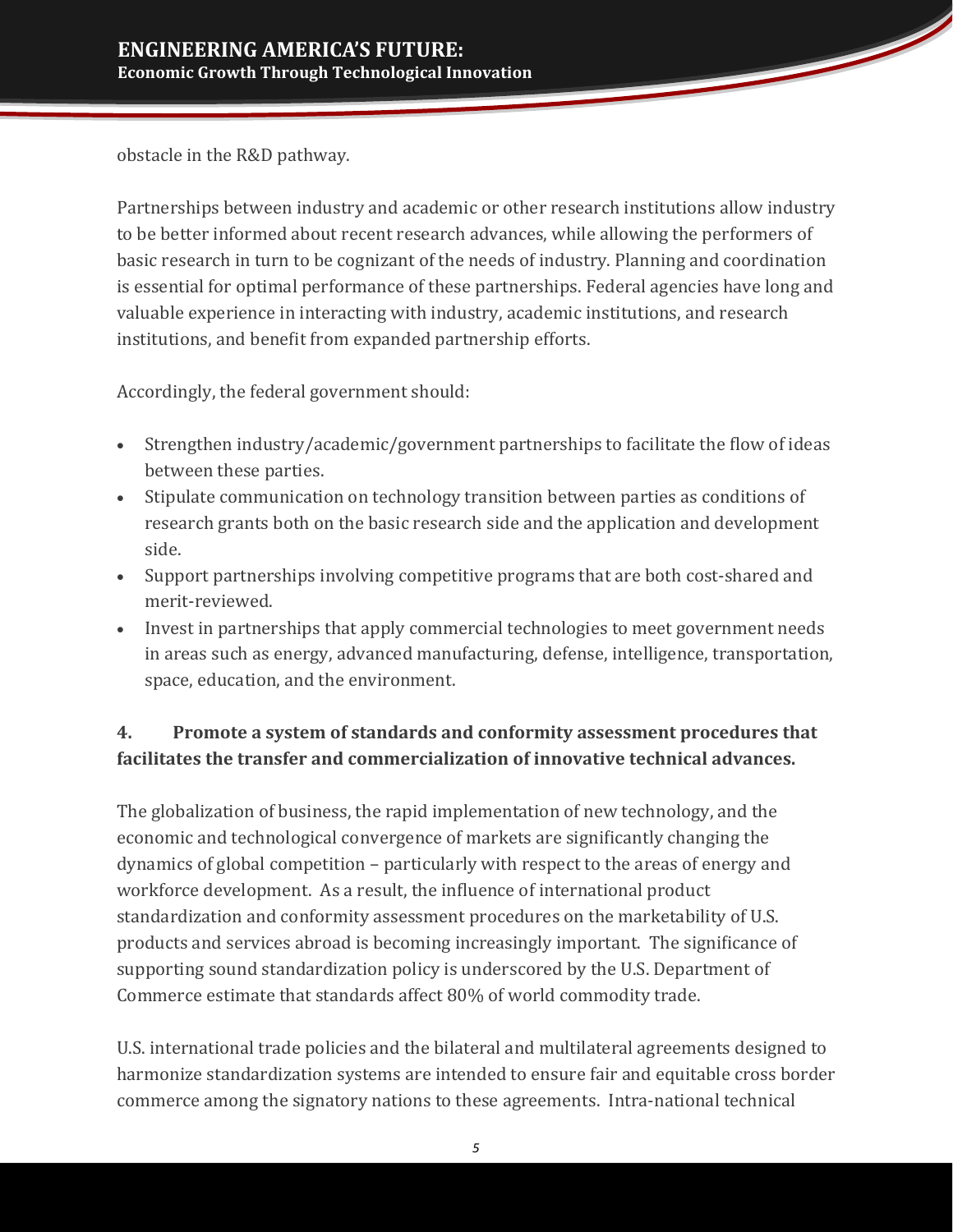obstacle in the R&D pathway.

Partnerships between industry and academic or other research institutions allow industry to be better informed about recent research advances, while allowing the performers of basic research in turn to be cognizant of the needs of industry. Planning and coordination is essential for optimal performance of these partnerships. Federal agencies have long and valuable experience in interacting with industry, academic institutions, and research institutions, and benefit from expanded partnership efforts.

Accordingly, the federal government should:

- Strengthen industry/academic/government partnerships to facilitate the flow of ideas between these parties.
- Stipulate communication on technology transition between parties as conditions of research grants both on the basic research side and the application and development side.
- Support partnerships involving competitive programs that are both cost-shared and merit-reviewed.
- Invest in partnerships that apply commercial technologies to meet government needs in areas such as energy, advanced manufacturing, defense, intelligence, transportation, space, education, and the environment.

### 4. Promote a system of standards and conformity assessment procedures that facilitates the transfer and commercialization of innovative technical advances.

The globalization of business, the rapid implementation of new technology, and the economic and technological convergence of markets are significantly changing the dynamics of global competition – particularly with respect to the areas of energy and workforce development. As a result, the influence of international product standardization and conformity assessment procedures on the marketability of U.S. products and services abroad is becoming increasingly important. The significance of supporting sound standardization policy is underscored by the U.S. Department of Commerce estimate that standards affect 80% of world commodity trade.

U.S. international trade policies and the bilateral and multilateral agreements designed to harmonize standardization systems are intended to ensure fair and equitable cross border commerce among the signatory nations to these agreements. Intra-national technical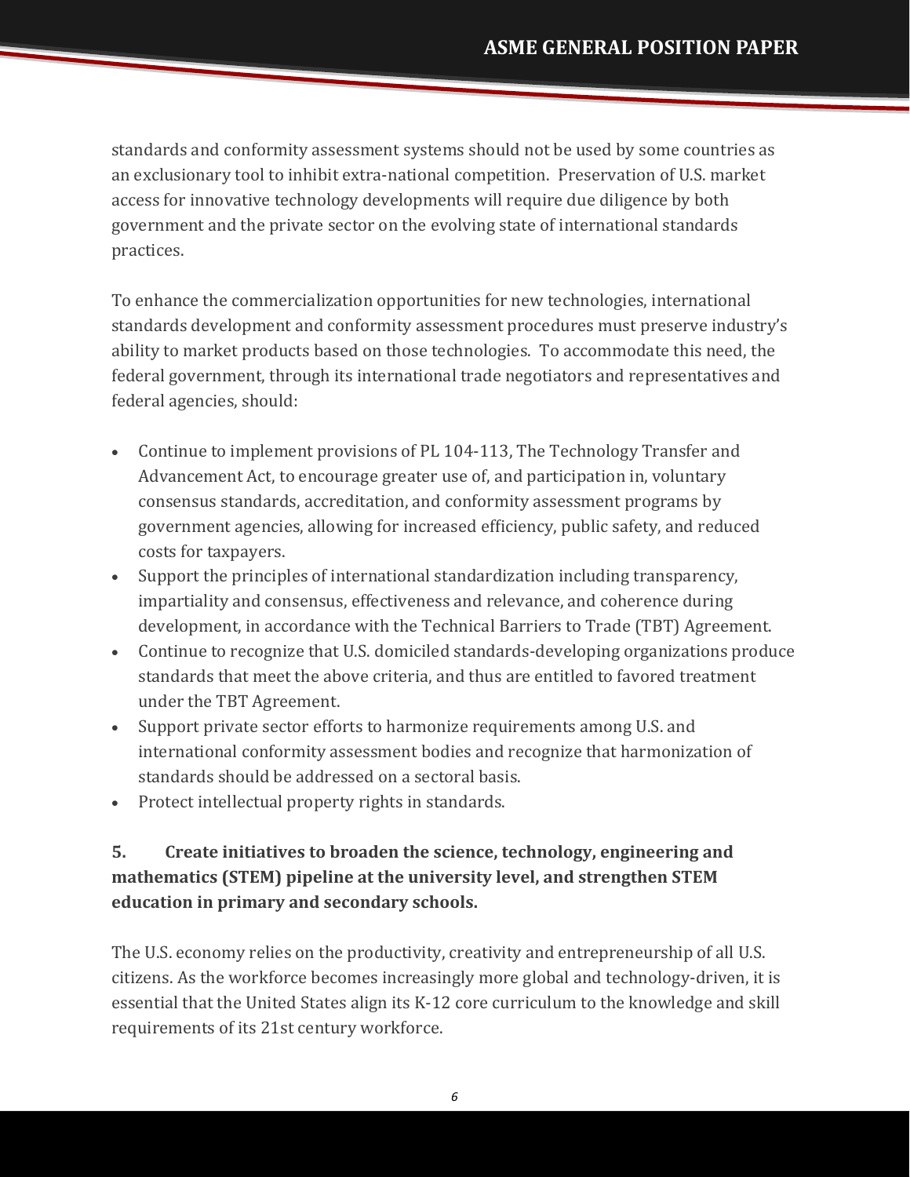standards and conformity assessment systems should not be used by some countries as an exclusionary tool to inhibit extra-national competition. Preservation of U.S. market access for innovative technology developments will require due diligence by both government and the private sector on the evolving state of international standards practices.

To enhance the commercialization opportunities for new technologies, international standards development and conformity assessment procedures must preserve industry's ability to market products based on those technologies. To accommodate this need, the federal government, through its international trade negotiators and representatives and federal agencies, should:

- Continue to implement provisions of PL 104-113, The Technology Transfer and Advancement Act, to encourage greater use of, and participation in, voluntary consensus standards, accreditation, and conformity assessment programs by government agencies, allowing for increased efficiency, public safety, and reduced costs for taxpayers.
- Support the principles of international standardization including transparency, impartiality and consensus, effectiveness and relevance, and coherence during development, in accordance with the Technical Barriers to Trade (TBT) Agreement.
- Continue to recognize that U.S. domiciled standards-developing organizations produce standards that meet the above criteria, and thus are entitled to favored treatment under the TBT Agreement.
- Support private sector efforts to harmonize requirements among U.S. and international conformity assessment bodies and recognize that harmonization of standards should be addressed on a sectoral basis.
- Protect intellectual property rights in standards.

### 5. Create initiatives to broaden the science, technology, engineering and mathematics (STEM) pipeline at the university level, and strengthen STEM education in primary and secondary schools.

The U.S. economy relies on the productivity, creativity and entrepreneurship of all U.S. citizens. As the workforce becomes increasingly more global and technology-driven, it is essential that the United States align its K-12 core curriculum to the knowledge and skill requirements of its 21st century workforce.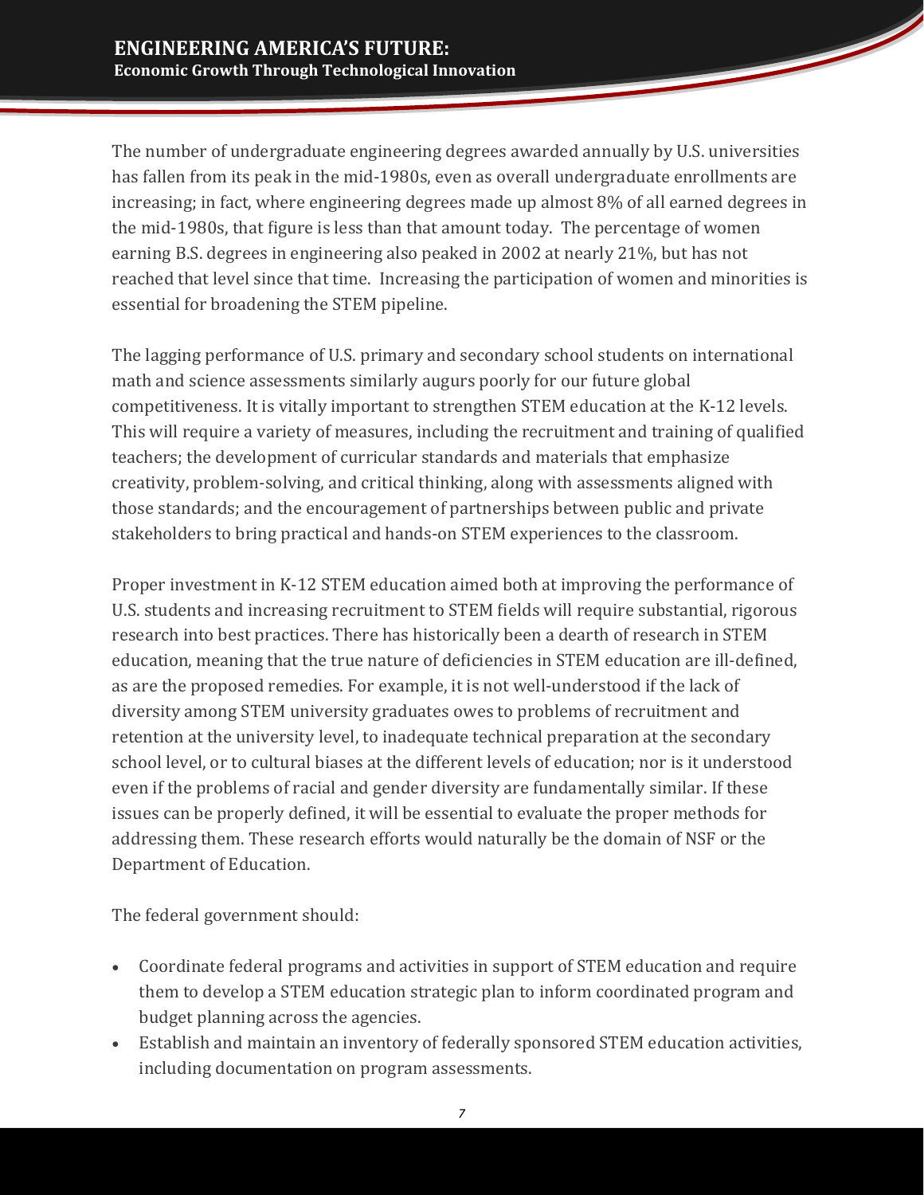The number of undergraduate engineering degrees awarded annually by U.S. universities has fallen from its peak in the mid-1980s, even as overall undergraduate enrollments are increasing; in fact, where engineering degrees made up almost 8% of all earned degrees in the mid-1980s, that figure is less than that amount today. The percentage of women earning B.S. degrees in engineering also peaked in 2002 at nearly 21%, but has not reached that level since that time. Increasing the participation of women and minorities is essential for broadening the STEM pipeline.

The lagging performance of U.S. primary and secondary school students on international math and science assessments similarly augurs poorly for our future global competitiveness. It is vitally important to strengthen STEM education at the K-12 levels. This will require a variety of measures, including the recruitment and training of qualified teachers; the development of curricular standards and materials that emphasize creativity, problem-solving, and critical thinking, along with assessments aligned with those standards; and the encouragement of partnerships between public and private stakeholders to bring practical and hands-on STEM experiences to the classroom.

Proper investment in K-12 STEM education aimed both at improving the performance of U.S. students and increasing recruitment to STEM fields will require substantial, rigorous research into best practices. There has historically been a dearth of research in STEM education, meaning that the true nature of deficiencies in STEM education are ill-defined, as are the proposed remedies. For example, it is not well-understood if the lack of diversity among STEM university graduates owes to problems of recruitment and retention at the university level, to inadequate technical preparation at the secondary school level, or to cultural biases at the different levels of education; nor is it understood even if the problems of racial and gender diversity are fundamentally similar. If these issues can be properly defined, it will be essential to evaluate the proper methods for addressing them. These research efforts would naturally be the domain of NSF or the Department of Education.

The federal government should:

- Coordinate federal programs and activities in support of STEM education and require them to develop a STEM education strategic plan to inform coordinated program and budget planning across the agencies.
- Establish and maintain an inventory of federally sponsored STEM education activities, including documentation on program assessments.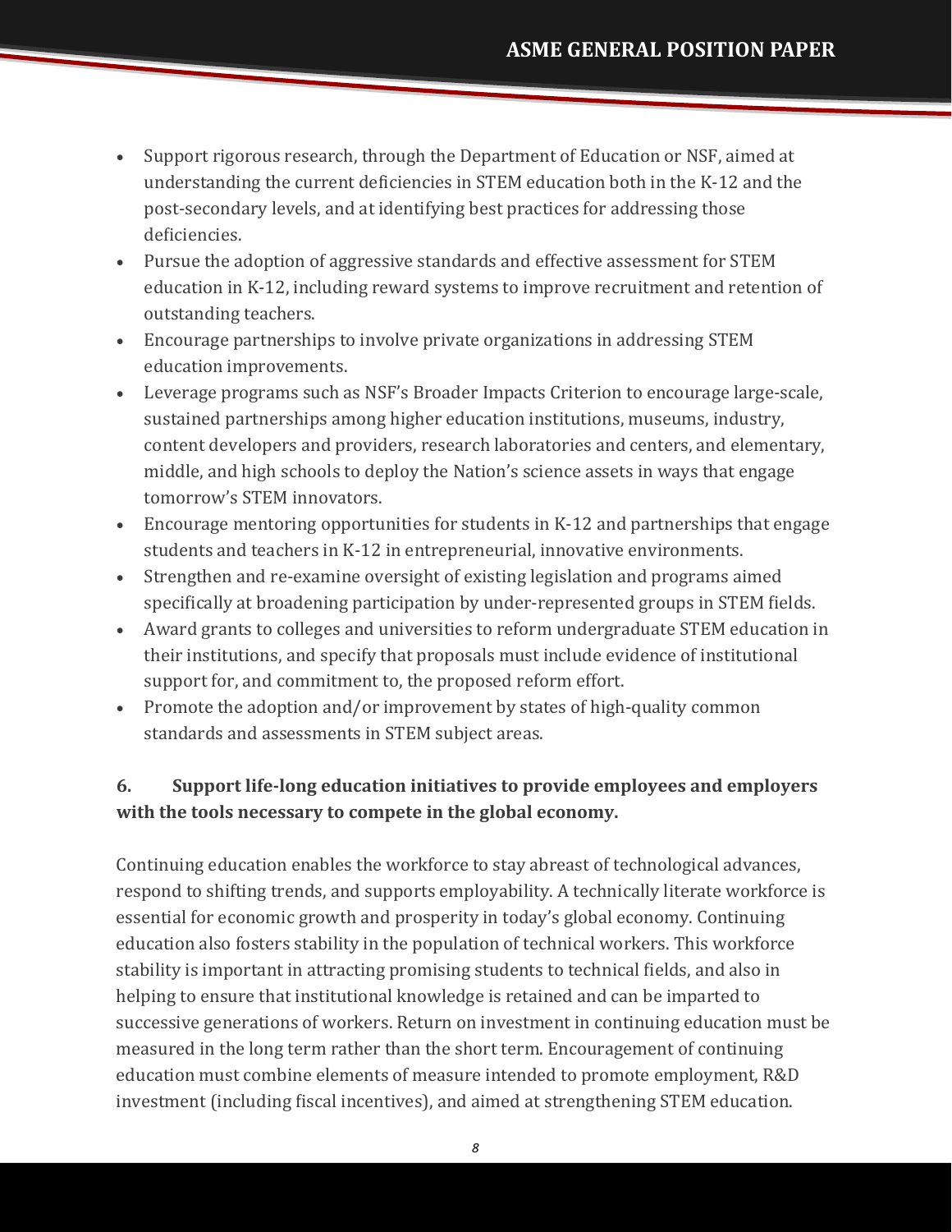- Support rigorous research, through the Department of Education or NSF, aimed at understanding the current deficiencies in STEM education both in the K-12 and the post-secondary levels, and at identifying best practices for addressing those deficiencies.
- Pursue the adoption of aggressive standards and effective assessment for STEM education in K-12, including reward systems to improve recruitment and retention of outstanding teachers.
- Encourage partnerships to involve private organizations in addressing STEM education improvements.
- Leverage programs such as NSF's Broader Impacts Criterion to encourage large-scale, sustained partnerships among higher education institutions, museums, industry, content developers and providers, research laboratories and centers, and elementary, middle, and high schools to deploy the Nation's science assets in ways that engage tomorrow's STEM innovators.
- Encourage mentoring opportunities for students in K-12 and partnerships that engage students and teachers in K-12 in entrepreneurial, innovative environments.
- Strengthen and re-examine oversight of existing legislation and programs aimed specifically at broadening participation by under-represented groups in STEM fields.
- Award grants to colleges and universities to reform undergraduate STEM education in their institutions, and specify that proposals must include evidence of institutional support for, and commitment to, the proposed reform effort.
- Promote the adoption and/or improvement by states of high-quality common standards and assessments in STEM subject areas.

### 6. Support life-long education initiatives to provide employees and employers with the tools necessary to compete in the global economy.

Continuing education enables the workforce to stay abreast of technological advances, respond to shifting trends, and supports employability. A technically literate workforce is essential for economic growth and prosperity in today's global economy. Continuing education also fosters stability in the population of technical workers. This workforce stability is important in attracting promising students to technical fields, and also in helping to ensure that institutional knowledge is retained and can be imparted to successive generations of workers. Return on investment in continuing education must be measured in the long term rather than the short term. Encouragement of continuing education must combine elements of measure intended to promote employment, R&D investment (including fiscal incentives), and aimed at strengthening STEM education.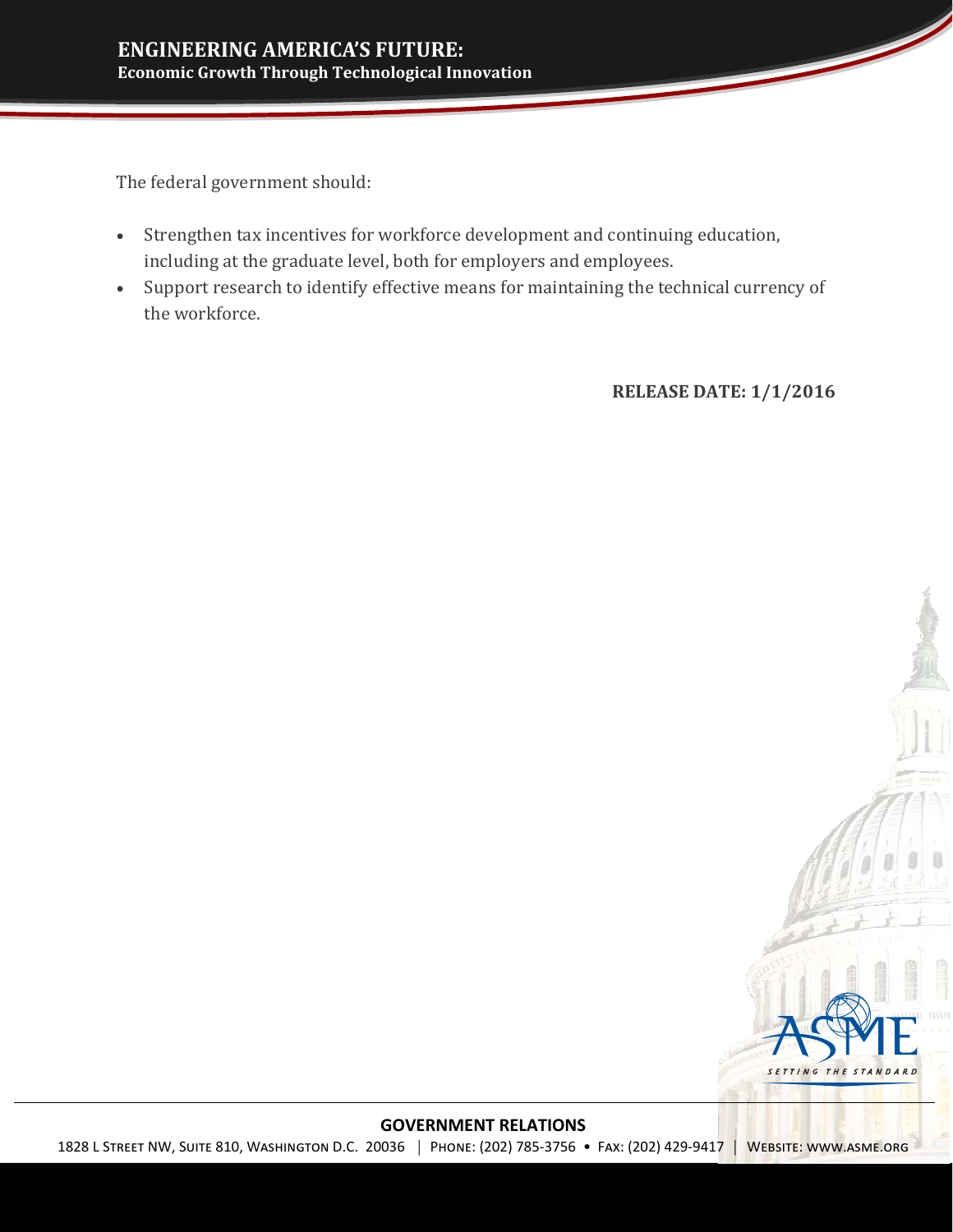The federal government should:

- Strengthen tax incentives for workforce development and continuing education, including at the graduate level, both for employers and employees.
- Support research to identify effective means for maintaining the technical currency of the workforce.

**RELEASE DATE: 1/1/2016**